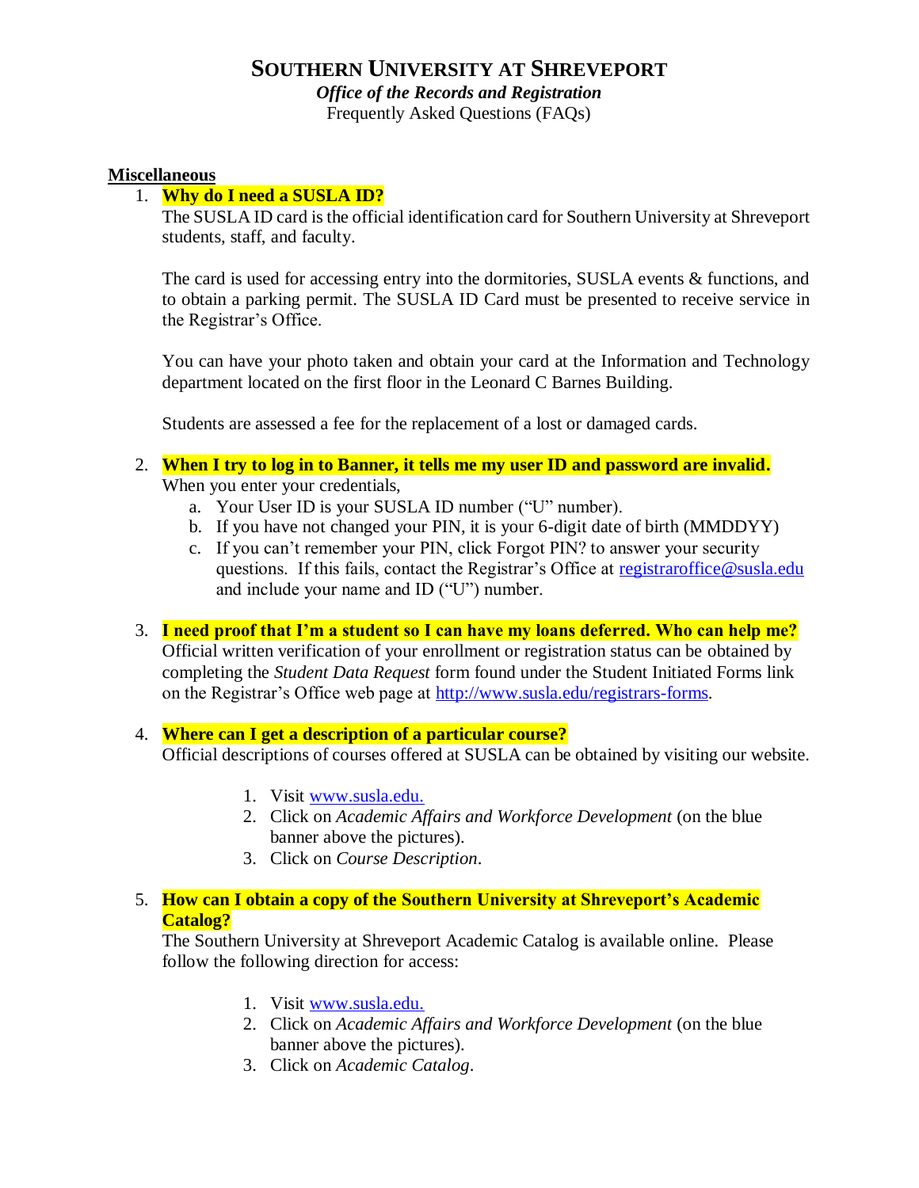# SOUTHERN UNIVERSITY AT SHREVEPORT

***Office of the Records and Registration***

Frequently Asked Questions (FAQs)

## Miscellaneous

1. **Why do I need a SUSLA ID?**

   The SUSLA ID card is the official identification card for Southern University at Shreveport students, staff, and faculty.

   The card is used for accessing entry into the dormitories, SUSLA events & functions, and to obtain a parking permit. The SUSLA ID Card must be presented to receive service in the Registrar's Office.

   You can have your photo taken and obtain your card at the Information and Technology department located on the first floor in the Leonard C Barnes Building.

   Students are assessed a fee for the replacement of a lost or damaged cards.

2. **When I try to log in to Banner, it tells me my user ID and password are invalid.**

   When you enter your credentials,

   a. Your User ID is your SUSLA ID number ("U" number).
   b. If you have not changed your PIN, it is your 6-digit date of birth (MMDDYY)
   c. If you can't remember your PIN, click Forgot PIN? to answer your security questions. If this fails, contact the Registrar's Office at registraroffice@susla.edu and include your name and ID ("U") number.

3. **I need proof that I'm a student so I can have my loans deferred. Who can help me?**

   Official written verification of your enrollment or registration status can be obtained by completing the *Student Data Request* form found under the Student Initiated Forms link on the Registrar's Office web page at http://www.susla.edu/registrars-forms.

4. **Where can I get a description of a particular course?**

   Official descriptions of courses offered at SUSLA can be obtained by visiting our website.

   1. Visit www.susla.edu.
   2. Click on *Academic Affairs and Workforce Development* (on the blue banner above the pictures).
   3. Click on *Course Description*.

5. **How can I obtain a copy of the Southern University at Shreveport's Academic Catalog?**

   The Southern University at Shreveport Academic Catalog is available online. Please follow the following direction for access:

   1. Visit www.susla.edu.
   2. Click on *Academic Affairs and Workforce Development* (on the blue banner above the pictures).
   3. Click on *Academic Catalog*.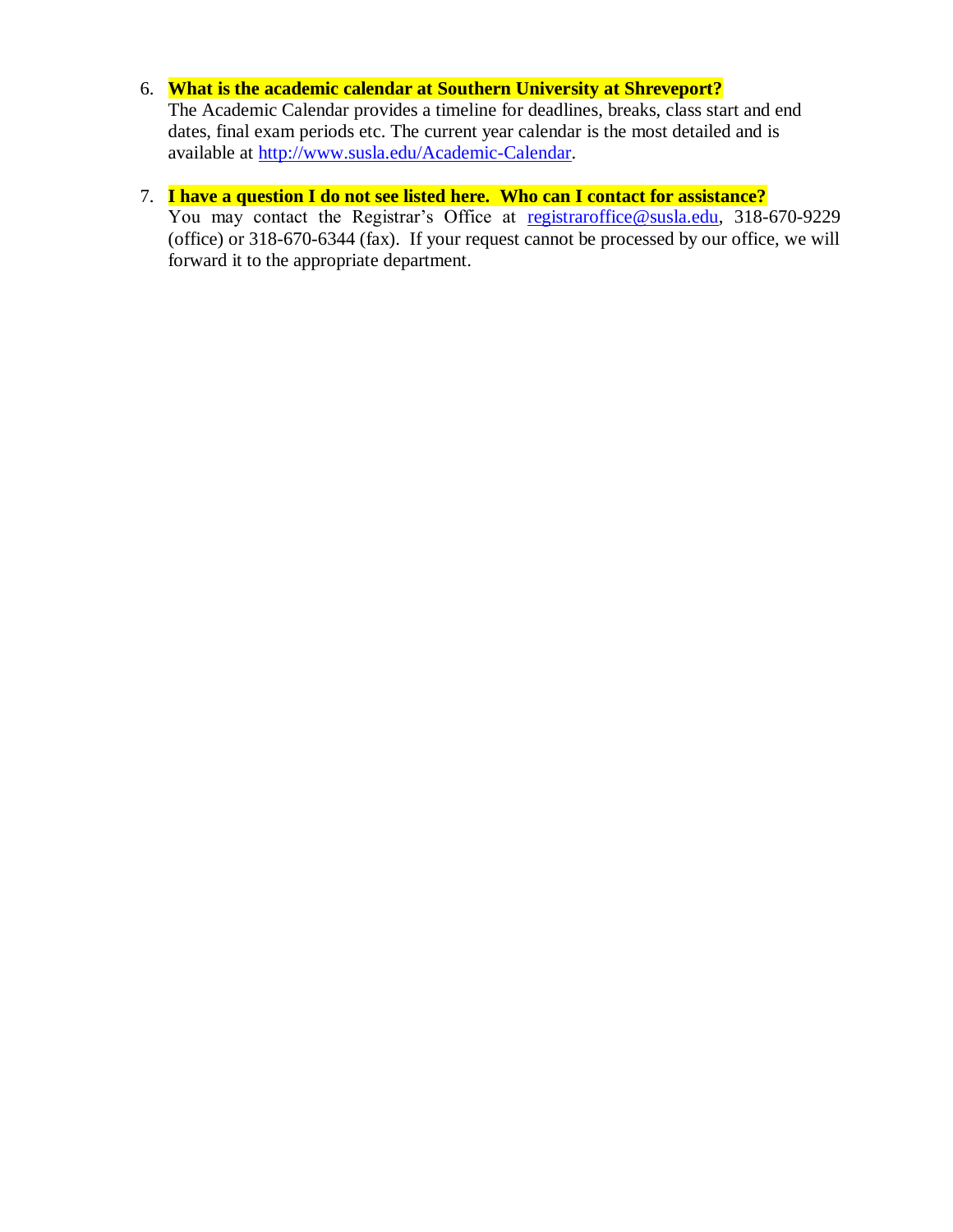6. **What is the academic calendar at Southern University at Shreveport?**
   The Academic Calendar provides a timeline for deadlines, breaks, class start and end dates, final exam periods etc. The current year calendar is the most detailed and is available at [http://www.susla.edu/Academic-Calendar](http://www.susla.edu/Academic-Calendar).

7. **I have a question I do not see listed here. Who can I contact for assistance?**
   You may contact the Registrar's Office at [registraroffice@susla.edu](mailto:registraroffice@susla.edu), 318-670-9229 (office) or 318-670-6344 (fax). If your request cannot be processed by our office, we will forward it to the appropriate department.